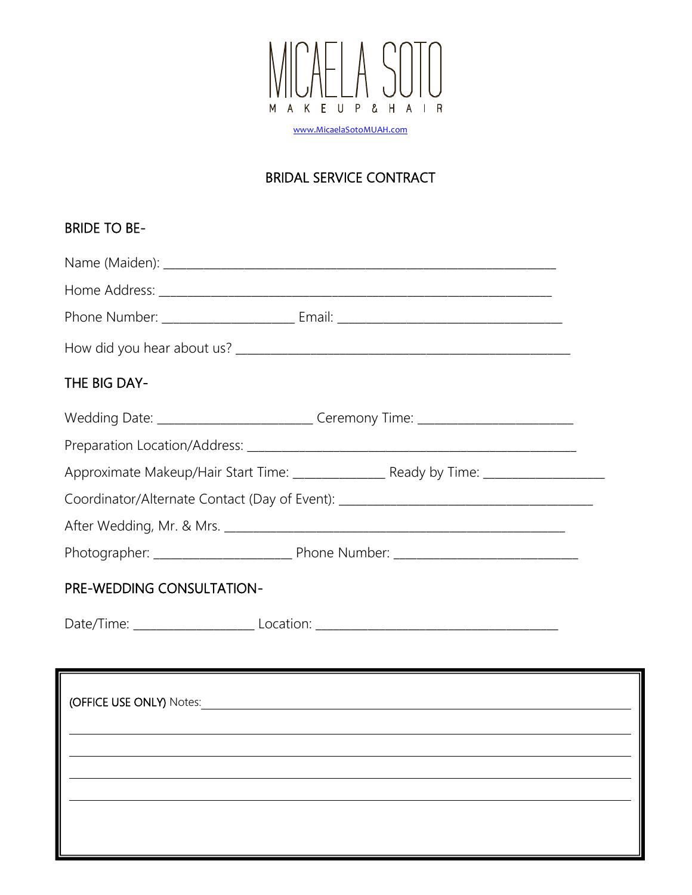# MICAELA SOTO

MAKEUP & HAIR

www.MicaelaSotoMUAH.com

## BRIDAL SERVICE CONTRACT

### BRIDE TO BE-

Name (Maiden): ___________________________________________________________

Home Address: ___________________________________________________________

Phone Number: ____________________ Email: __________________________________

How did you hear about us? ___________________________________________________

### THE BIG DAY-

Wedding Date: ________________________ Ceremony Time: ________________________

Preparation Location/Address: _________________________________________________

Approximate Makeup/Hair Start Time: ______________ Ready by Time: __________________

Coordinator/Alternate Contact (Day of Event): _______________________________________

After Wedding, Mr. & Mrs. ____________________________________________________

Photographer: _____________________ Phone Number: ____________________________

### PRE-WEDDING CONSULTATION-

Date/Time: __________________ Location: ______________________________________

(OFFICE USE ONLY) Notes: ______________________________________________________

______________________________________________________________________________

______________________________________________________________________________

______________________________________________________________________________

______________________________________________________________________________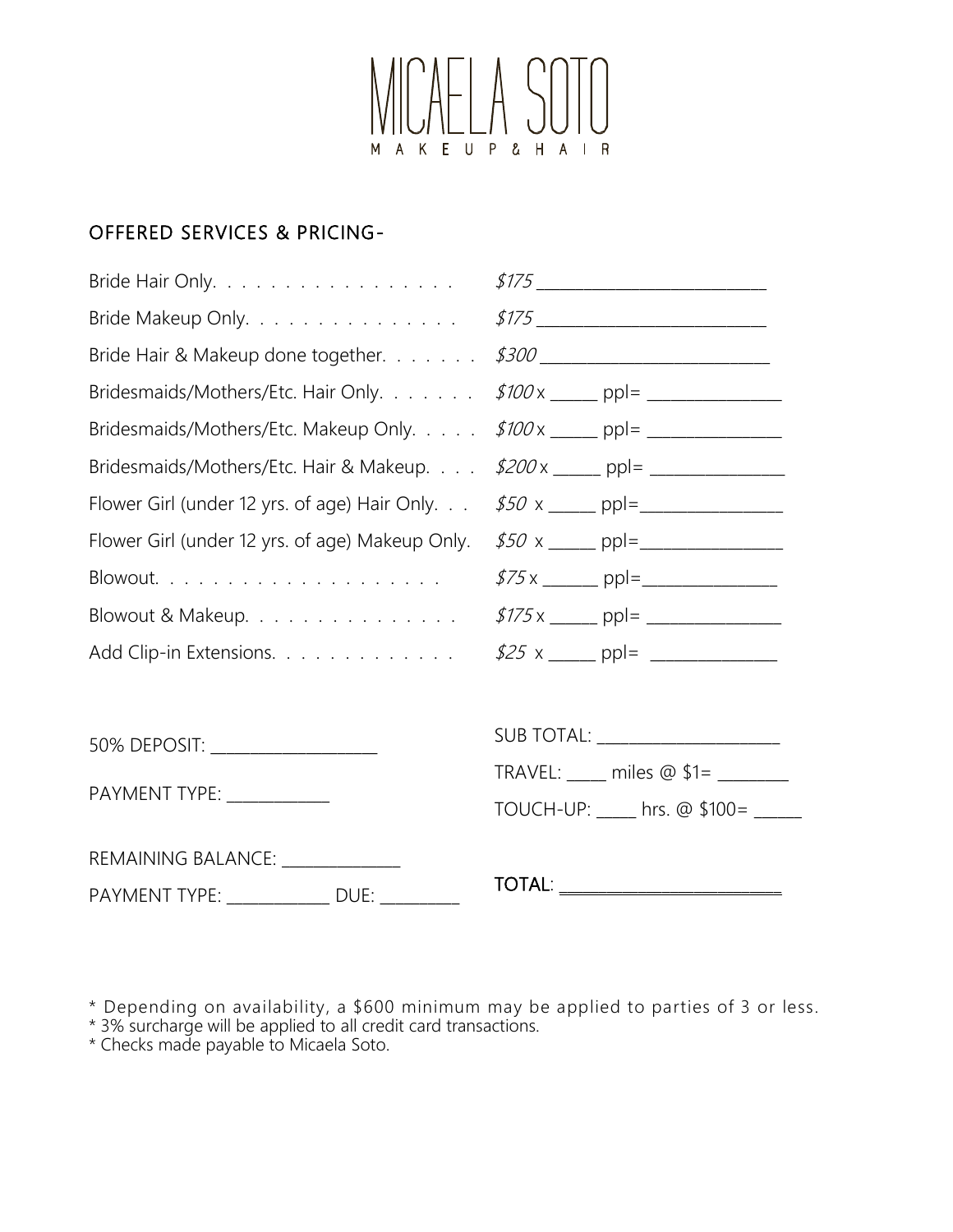# MICAELA SOTO

M A K E U P & H A I R

## OFFERED SERVICES & PRICING-

| Service | Price |
| --- | --- |
| Bride Hair Only. . . . . . . . . . . . . . . . . | *$175* __________________________ |
| Bride Makeup Only. . . . . . . . . . . . . . . | *$175* __________________________ |
| Bride Hair & Makeup done together. . . . . . . | *$300* __________________________ |
| Bridesmaids/Mothers/Etc. Hair Only. . . . . . . | *$100* x _____ ppl= _______________ |
| Bridesmaids/Mothers/Etc. Makeup Only. . . . . | *$100* x _____ ppl= _______________ |
| Bridesmaids/Mothers/Etc. Hair & Makeup. . . . | *$200* x _____ ppl= _______________ |
| Flower Girl (under 12 yrs. of age) Hair Only. . . | *$50* x _____ ppl=_______________ |
| Flower Girl (under 12 yrs. of age) Makeup Only. | *$50* x _____ ppl=_______________ |
| Blowout. . . . . . . . . . . . . . . . . . . . | *$75* x ______ ppl=_______________ |
| Blowout & Makeup. . . . . . . . . . . . . . . | *$175* x _____ ppl= _______________ |
| Add Clip-in Extensions. . . . . . . . . . . . . | *$25* x _____ ppl= ______________ |

SUB TOTAL: _____________________

TRAVEL: ____ miles @ $1= ________

TOUCH-UP: _____ hrs. @ $100= _____

**TOTAL**: __________________________

50% DEPOSIT: __________________

PAYMENT TYPE: ___________

REMAINING BALANCE: _____________

PAYMENT TYPE: ___________ DUE: _________

* Depending on availability, a $600 minimum may be applied to parties of 3 or less.
* 3% surcharge will be applied to all credit card transactions.
* Checks made payable to Micaela Soto.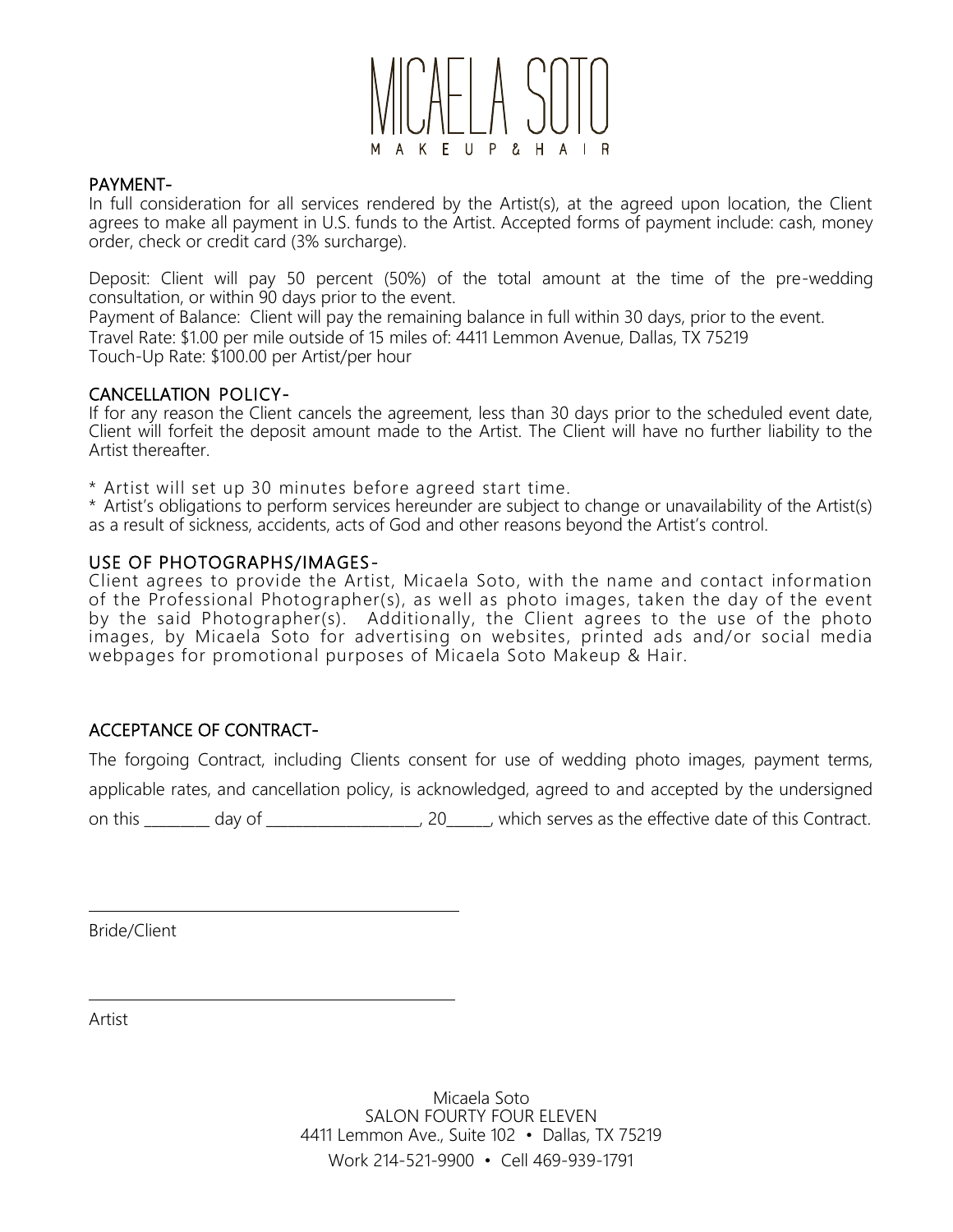# MICAELA SOTO

MAKEUP & HAIR

## PAYMENT-

In full consideration for all services rendered by the Artist(s), at the agreed upon location, the Client agrees to make all payment in U.S. funds to the Artist. Accepted forms of payment include: cash, money order, check or credit card (3% surcharge).

Deposit: Client will pay 50 percent (50%) of the total amount at the time of the pre-wedding consultation, or within 90 days prior to the event.
Payment of Balance: Client will pay the remaining balance in full within 30 days, prior to the event.
Travel Rate: $1.00 per mile outside of 15 miles of: 4411 Lemmon Avenue, Dallas, TX 75219
Touch-Up Rate: $100.00 per Artist/per hour

## CANCELLATION POLICY-

If for any reason the Client cancels the agreement, less than 30 days prior to the scheduled event date, Client will forfeit the deposit amount made to the Artist. The Client will have no further liability to the Artist thereafter.

* Artist will set up 30 minutes before agreed start time.
* Artist's obligations to perform services hereunder are subject to change or unavailability of the Artist(s) as a result of sickness, accidents, acts of God and other reasons beyond the Artist's control.

## USE OF PHOTOGRAPHS/IMAGES-

Client agrees to provide the Artist, Micaela Soto, with the name and contact information of the Professional Photographer(s), as well as photo images, taken the day of the event by the said Photographer(s). Additionally, the Client agrees to the use of the photo images, by Micaela Soto for advertising on websites, printed ads and/or social media webpages for promotional purposes of Micaela Soto Makeup & Hair.

## ACCEPTANCE OF CONTRACT-

The forgoing Contract, including Clients consent for use of wedding photo images, payment terms, applicable rates, and cancellation policy, is acknowledged, agreed to and accepted by the undersigned on this ________ day of ___________________, 20______, which serves as the effective date of this Contract.

_______________________________________________

Bride/Client

_______________________________________________

Artist

Micaela Soto
SALON FOURTY FOUR ELEVEN
4411 Lemmon Ave., Suite 102 • Dallas, TX 75219
Work 214-521-9900 • Cell 469-939-1791